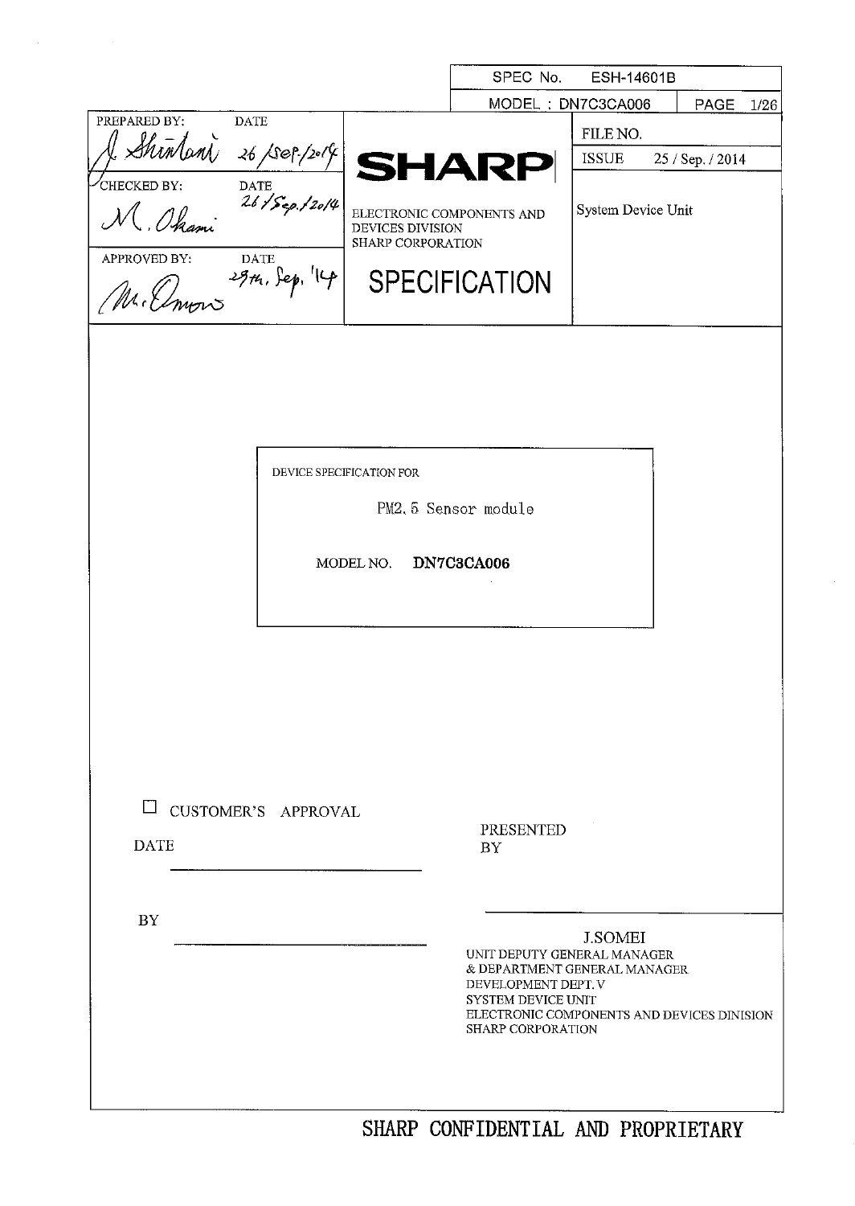| | | SPEC No. | ESH-14601B | |
|---|---|---|---|---|
| | | MODEL : DN7C3CA006 | | PAGE 1/26 |

| PREPARED BY: | DATE | | FILE NO. |
|---|---|---|---|
| J. Shintani | 26 /Sep./2014 | **SHARP** | ISSUE 25 / Sep. / 2014 |
| CHECKED BY: | DATE | ELECTRONIC COMPONENTS AND DEVICES DIVISION SHARP CORPORATION | System Device Unit |
| M. Okami | 26 /Sep./2014 | | |
| APPROVED BY: | DATE | **SPECIFICATION** | |
| M. Omori | 29th, Sep, '14 | | |

DEVICE SPECIFICATION FOR

PM2.5 Sensor module

MODEL NO. **DN7C3CA006**

☐ CUSTOMER'S APPROVAL

DATE ____________________

BY ____________________

PRESENTED BY

J.SOMEI
UNIT DEPUTY GENERAL MANAGER
& DEPARTMENT GENERAL MANAGER
DEVELOPMENT DEPT. V
SYSTEM DEVICE UNIT
ELECTRONIC COMPONENTS AND DEVICES DINISION
SHARP CORPORATION

SHARP CONFIDENTIAL AND PROPRIETARY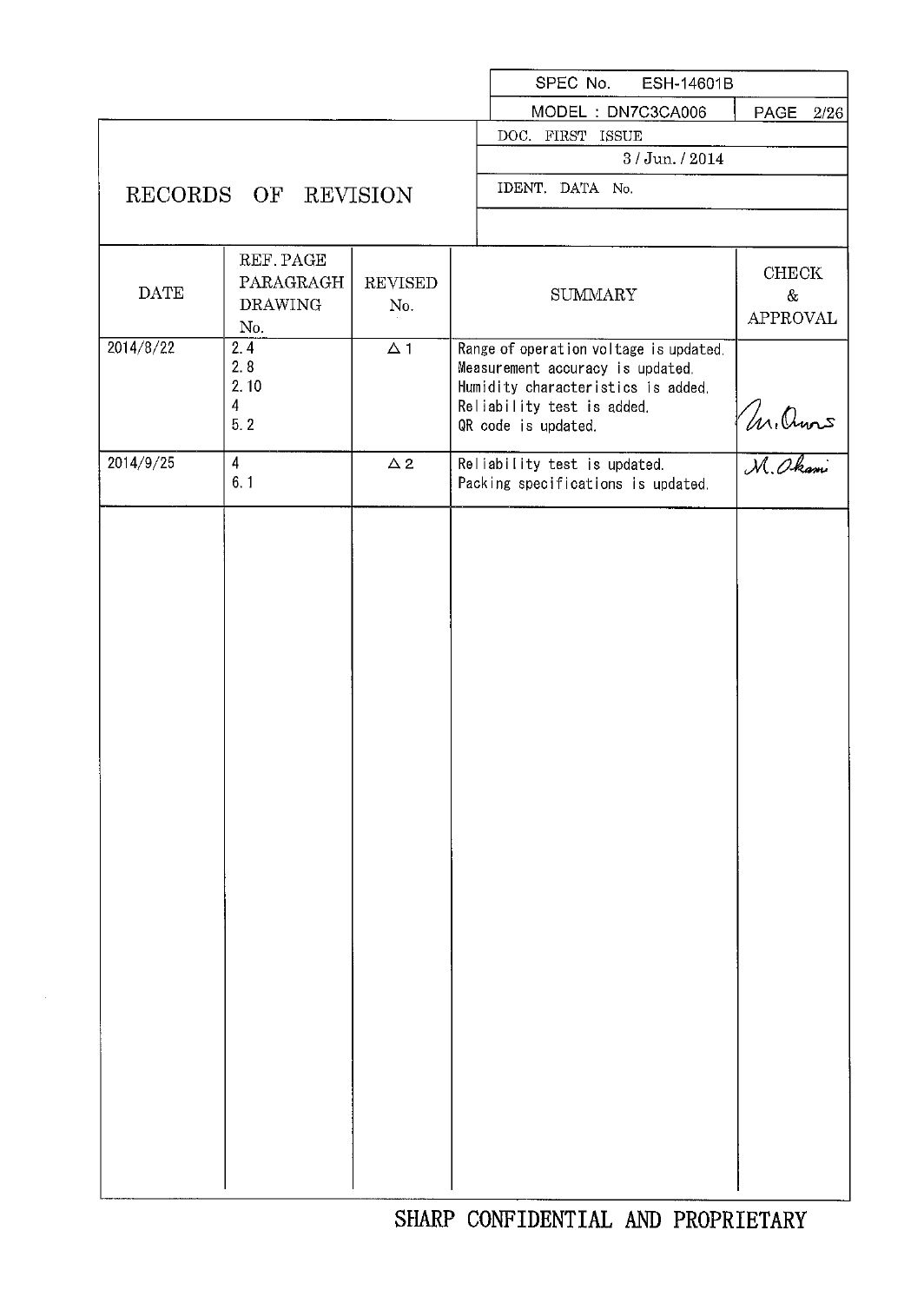| SPEC No. | ESH-14601B |
| --- | --- |
| MODEL : DN7C3CA006 | PAGE 2/26 |
| DOC. FIRST ISSUE | 3 / Jun. / 2014 |
| IDENT. DATA No. | |

# RECORDS OF REVISION

| DATE | REF. PAGE PARAGRAGH DRAWING No. | REVISED No. | SUMMARY | CHECK & APPROVAL |
| --- | --- | --- | --- | --- |
| 2014/8/22 | 2.4<br>2.8<br>2.10<br>4<br>5.2 | △1 | Range of operation voltage is updated.<br>Measurement accuracy is updated.<br>Humidity characteristics is added.<br>Reliability test is added.<br>QR code is updated. | M. Ono |
| 2014/9/25 | 4<br>6.1 | △2 | Reliability test is updated.<br>Packing specifications is updated. | M. Okami |

SHARP CONFIDENTIAL AND PROPRIETARY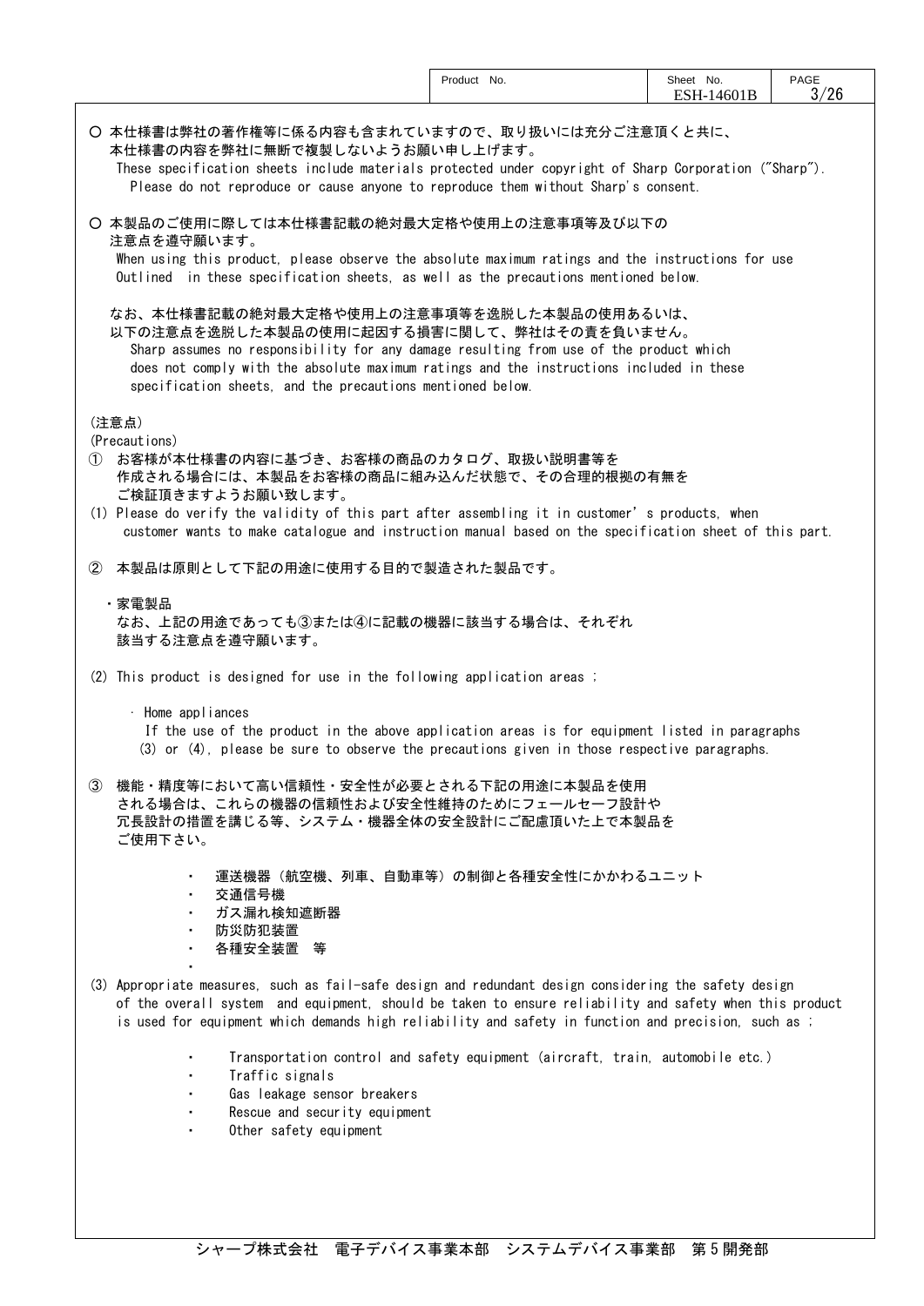○ 本仕様書は弊社の著作権等に係る内容も含まれていますので、取り扱いには充分ご注意頂くと共に、本仕様書の内容を弊社に無断で複製しないようお願い申し上げます。
These specification sheets include materials protected under copyright of Sharp Corporation ("Sharp"). Please do not reproduce or cause anyone to reproduce them without Sharp's consent.

○ 本製品のご使用に際しては本仕様書記載の絶対最大定格や使用上の注意事項等及び以下の注意点を遵守願います。
When using this product, please observe the absolute maximum ratings and the instructions for use Outlined in these specification sheets, as well as the precautions mentioned below.

なお、本仕様書記載の絶対最大定格や使用上の注意事項等を逸脱した本製品の使用あるいは、以下の注意点を逸脱した本製品の使用に起因する損害に関して、弊社はその責を負いません。
Sharp assumes no responsibility for any damage resulting from use of the product which does not comply with the absolute maximum ratings and the instructions included in these specification sheets, and the precautions mentioned below.

(注意点)
(Precautions)

① お客様が本仕様書の内容に基づき、お客様の商品のカタログ、取扱い説明書等を作成される場合には、本製品をお客様の商品に組み込んだ状態で、その合理的根拠の有無をご検証頂きますようお願い致します。
(1) Please do verify the validity of this part after assembling it in customer's products, when customer wants to make catalogue and instruction manual based on the specification sheet of this part.

② 本製品は原則として下記の用途に使用する目的で製造された製品です。

・家電製品
なお、上記の用途であっても③または④に記載の機器に該当する場合は、それぞれ該当する注意点を遵守願います。

(2) This product is designed for use in the following application areas ;

- Home appliances
If the use of the product in the above application areas is for equipment listed in paragraphs (3) or (4), please be sure to observe the precautions given in those respective paragraphs.

③ 機能・精度等において高い信頼性・安全性が必要とされる下記の用途に本製品を使用される場合は、これらの機器の信頼性および安全性維持のためにフェールセーフ設計や冗長設計の措置を講じる等、システム・機器全体の安全設計にご配慮頂いた上で本製品をご使用下さい。

- 運送機器（航空機、列車、自動車等）の制御と各種安全性にかかわるユニット
- 交通信号機
- ガス漏れ検知遮断器
- 防災防犯装置
- 各種安全装置 等

(3) Appropriate measures, such as fail-safe design and redundant design considering the safety design of the overall system and equipment, should be taken to ensure reliability and safety when this product is used for equipment which demands high reliability and safety in function and precision, such as ;

- Transportation control and safety equipment (aircraft, train, automobile etc.)
- Traffic signals
- Gas leakage sensor breakers
- Rescue and security equipment
- Other safety equipment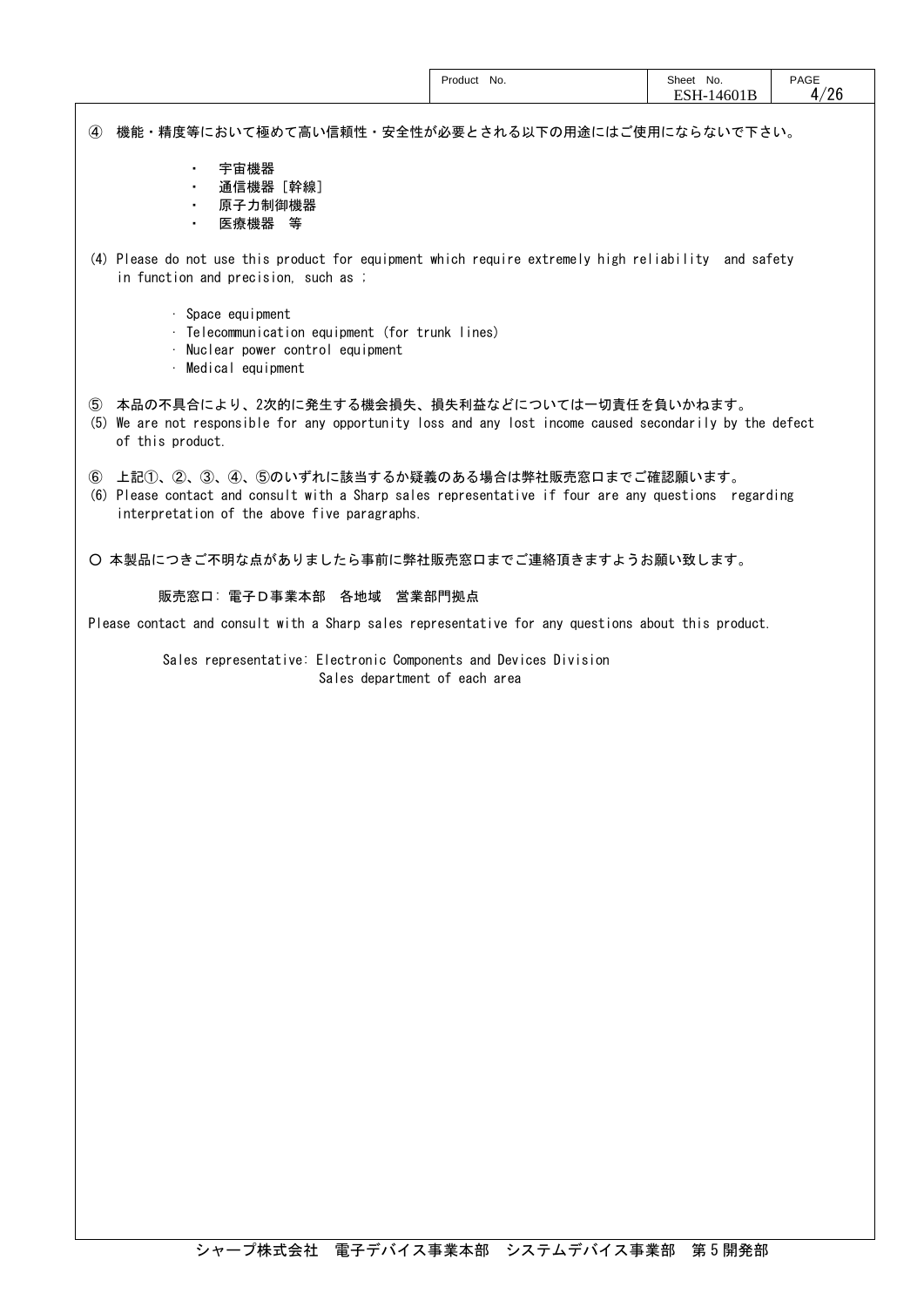④ 機能・精度等において極めて高い信頼性・安全性が必要とされる以下の用途にはご使用にならないで下さい。

- 宇宙機器
- 通信機器［幹線］
- 原子力制御機器
- 医療機器 等

(4) Please do not use this product for equipment which require extremely high reliability and safety in function and precision, such as ;

- Space equipment
- Telecommunication equipment (for trunk lines)
- Nuclear power control equipment
- Medical equipment

⑤ 本品の不具合により、2次的に発生する機会損失、損失利益などについては一切責任を負いかねます。
(5) We are not responsible for any opportunity loss and any lost income caused secondarily by the defect of this product.

⑥ 上記①、②、③、④、⑤のいずれに該当するか疑義のある場合は弊社販売窓口までご確認願います。
(6) Please contact and consult with a Sharp sales representative if four are any questions regarding interpretation of the above five paragraphs.

○ 本製品につきご不明な点がありましたら事前に弊社販売窓口までご連絡頂きますようお願い致します。

販売窓口: 電子D事業本部 各地域 営業部門拠点

Please contact and consult with a Sharp sales representative for any questions about this product.

Sales representative: Electronic Components and Devices Division
Sales department of each area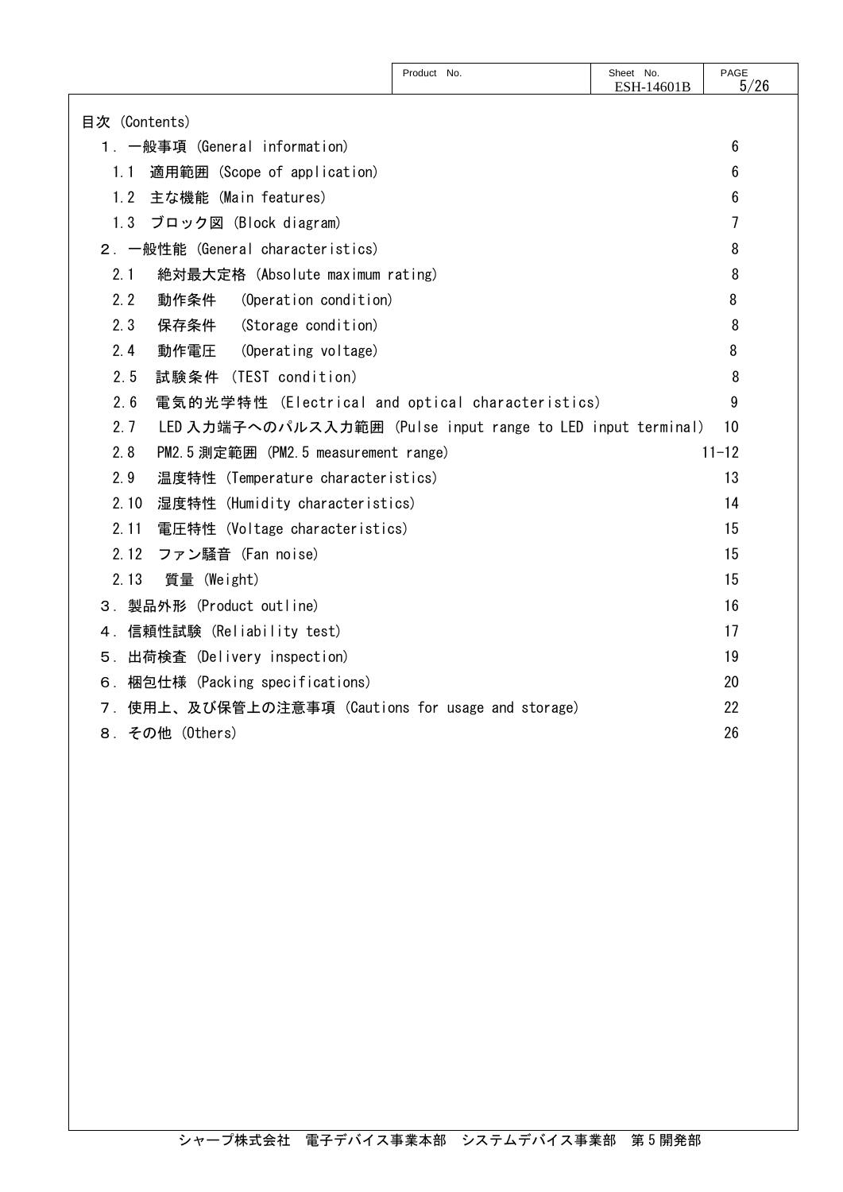目次 (Contents)

| | |
|---|---|
| １．一般事項 (General information) | 6 |
| 1.1 適用範囲 (Scope of application) | 6 |
| 1.2 主な機能 (Main features) | 6 |
| 1.3 ブロック図 (Block diagram) | 7 |
| ２．一般性能 (General characteristics) | 8 |
| 2.1 絶対最大定格 (Absolute maximum rating) | 8 |
| 2.2 動作条件 (Operation condition) | 8 |
| 2.3 保存条件 (Storage condition) | 8 |
| 2.4 動作電圧 (Operating voltage) | 8 |
| 2.5 試験条件 (TEST condition) | 8 |
| 2.6 電気的光学特性 (Electrical and optical characteristics) | 9 |
| 2.7 LED 入力端子へのパルス入力範囲 (Pulse input range to LED input terminal) | 10 |
| 2.8 PM2.5 測定範囲 (PM2.5 measurement range) | 11-12 |
| 2.9 温度特性 (Temperature characteristics) | 13 |
| 2.10 湿度特性 (Humidity characteristics) | 14 |
| 2.11 電圧特性 (Voltage characteristics) | 15 |
| 2.12 ファン騒音 (Fan noise) | 15 |
| 2.13 質量 (Weight) | 15 |
| ３．製品外形 (Product outline) | 16 |
| ４．信頼性試験 (Reliability test) | 17 |
| ５．出荷検査 (Delivery inspection) | 19 |
| ６．梱包仕様 (Packing specifications) | 20 |
| ７．使用上、及び保管上の注意事項 (Cautions for usage and storage) | 22 |
| ８．その他 (Others) | 26 |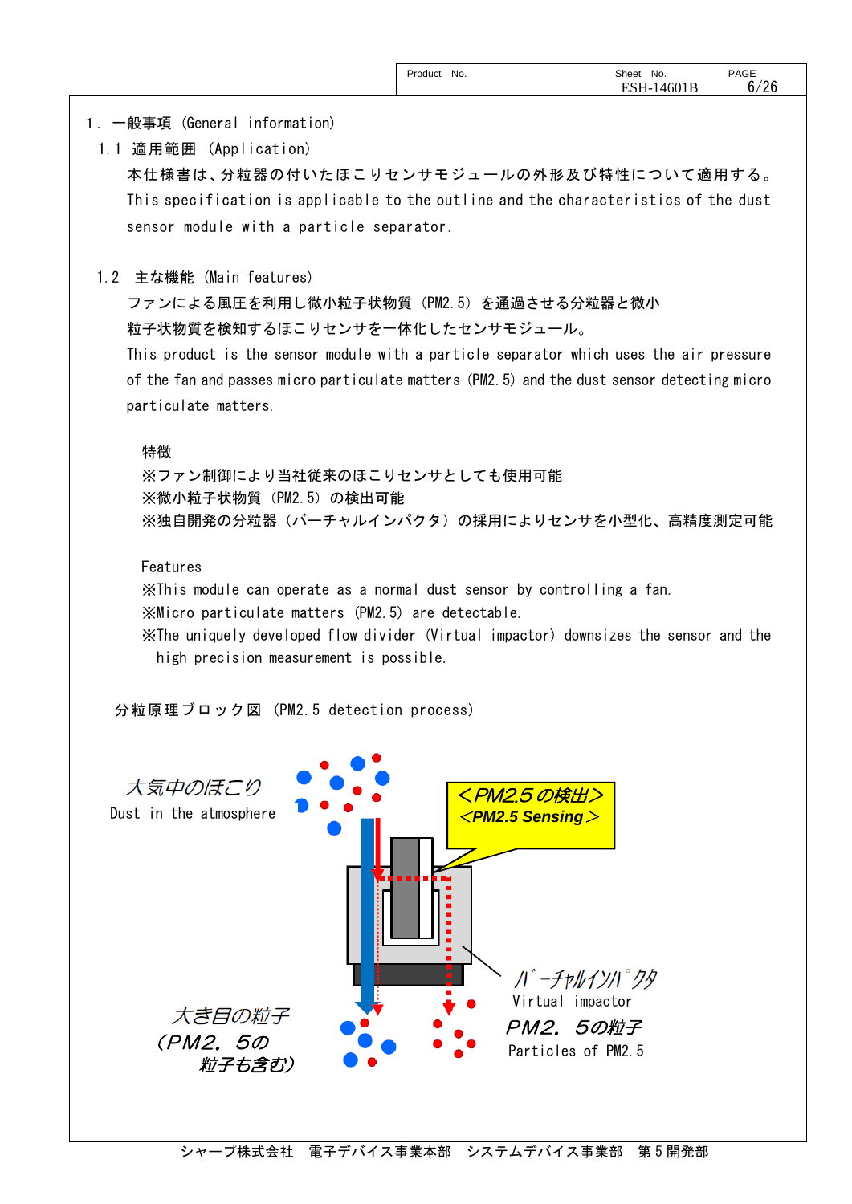# 1．一般事項 (General information)

## 1.1 適用範囲 (Application)

本仕様書は、分粒器の付いたほこりセンサモジュールの外形及び特性について適用する。

This specification is applicable to the outline and the characteristics of the dust sensor module with a particle separator.

## 1.2 主な機能 (Main features)

ファンによる風圧を利用し微小粒子状物質 (PM2.5) を通過させる分粒器と微小粒子状物質を検知するほこりセンサを一体化したセンサモジュール。

This product is the sensor module with a particle separator which uses the air pressure of the fan and passes micro particulate matters (PM2.5) and the dust sensor detecting micro particulate matters.

特徴

※ファン制御により当社従来のほこりセンサとしても使用可能

※微小粒子状物質 (PM2.5) の検出可能

※独自開発の分粒器 (バーチャルインパクタ) の採用によりセンサを小型化、高精度測定可能

Features

※This module can operate as a normal dust sensor by controlling a fan.

※Micro particulate matters (PM2.5) are detectable.

※The uniquely developed flow divider (Virtual impactor) downsizes the sensor and the high precision measurement is possible.

分粒原理ブロック図 (PM2.5 detection process)

大気中のほこり
Dust in the atmosphere

＜PM2.5 の検出＞
＜PM2.5 Sensing＞

バーチャルインパクタ
Virtual impactor

大き目の粒子 (PM2．5の粒子も含む)

PM2．5の粒子
Particles of PM2.5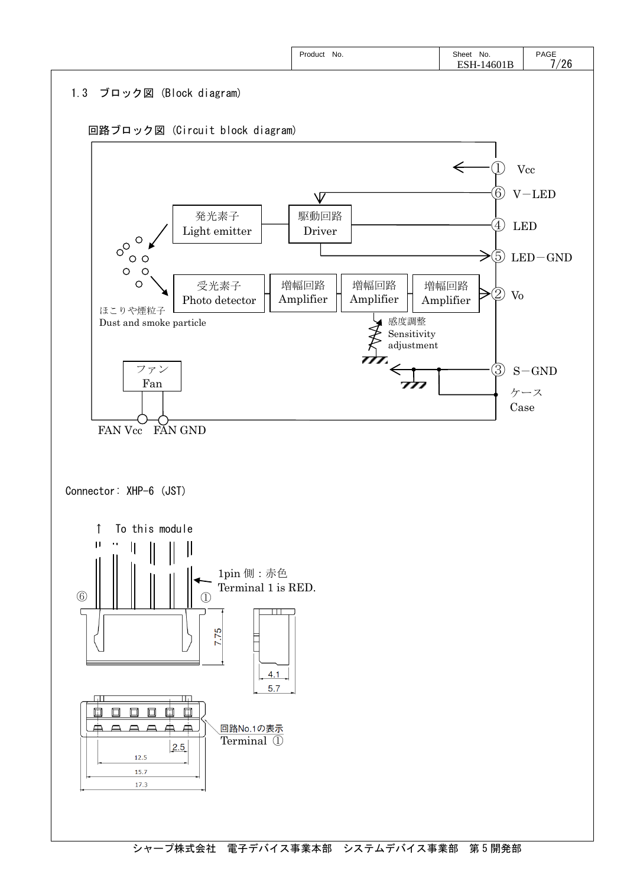## 1.3 ブロック図 (Block diagram)

### 回路ブロック図 (Circuit block diagram)

- ① Vcc
- ⑥ V－LED
- ④ LED
- ⑤ LED－GND
- ② Vo
- ③ S－GND
- ケース Case

発光素子 Light emitter

駆動回路 Driver

受光素子 Photo detector

増幅回路 Amplifier

増幅回路 Amplifier

増幅回路 Amplifier

感度調整 Sensitivity adjustment

ほこりや煙粒子 Dust and smoke particle

ファン Fan

FAN Vcc　FAN GND

Connector: XHP-6 (JST)

↑ To this module

1pin 側：赤色
Terminal 1 is RED.

⑥　①

7.75

4.1

5.7

回路No.1の表示
Terminal ①

2.5

12.5

15.7

17.3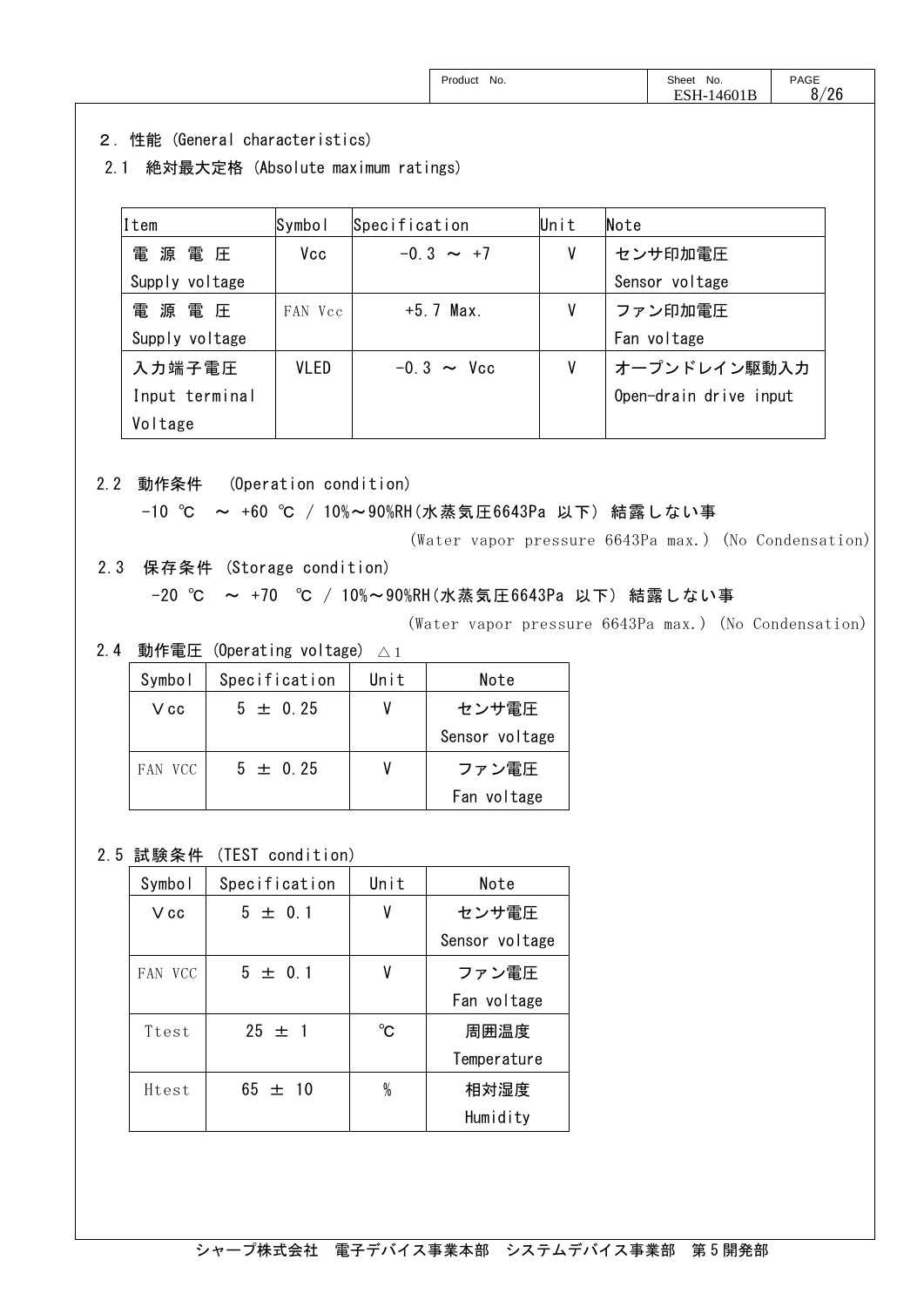## 2. 性能 (General characteristics)

### 2.1 絶対最大定格 (Absolute maximum ratings)

| Item | Symbol | Specification | Unit | Note |
|---|---|---|---|---|
| 電 源 電 圧<br>Supply voltage | Vcc | -0.3 ～ +7 | V | センサ印加電圧<br>Sensor voltage |
| 電 源 電 圧<br>Supply voltage | FAN Vcc | +5.7 Max. | V | ファン印加電圧<br>Fan voltage |
| 入力端子電圧<br>Input terminal Voltage | VLED | -0.3 ～ Vcc | V | オープンドレイン駆動入力<br>Open-drain drive input |

### 2.2 動作条件 (Operation condition)

-10 ℃ ～ +60 ℃ / 10%～90%RH(水蒸気圧6643Pa 以下) 結露しない事

(Water vapor pressure 6643Pa max.) (No Condensation)

### 2.3 保存条件 (Storage condition)

-20 ℃ ～ +70 ℃ / 10%～90%RH(水蒸気圧6643Pa 以下) 結露しない事

(Water vapor pressure 6643Pa max.) (No Condensation)

### 2.4 動作電圧 (Operating voltage) △1

| Symbol | Specification | Unit | Note |
|---|---|---|---|
| Vcc | 5 ± 0.25 | V | センサ電圧<br>Sensor voltage |
| FAN VCC | 5 ± 0.25 | V | ファン電圧<br>Fan voltage |

### 2.5 試験条件 (TEST condition)

| Symbol | Specification | Unit | Note |
|---|---|---|---|
| Vcc | 5 ± 0.1 | V | センサ電圧<br>Sensor voltage |
| FAN VCC | 5 ± 0.1 | V | ファン電圧<br>Fan voltage |
| Ttest | 25 ± 1 | ℃ | 周囲温度<br>Temperature |
| Htest | 65 ± 10 | % | 相対湿度<br>Humidity |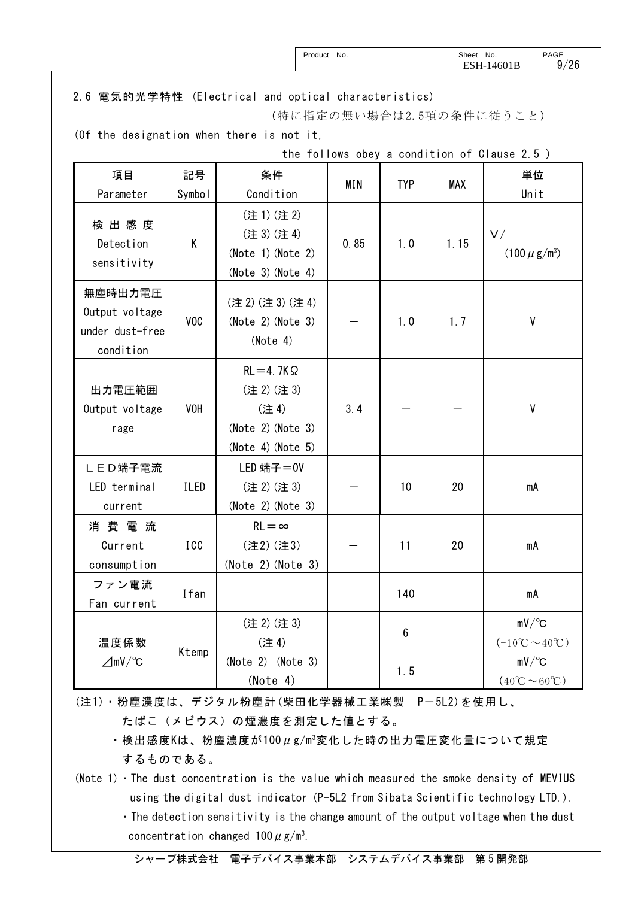## 2.6 電気的光学特性 (Electrical and optical characteristics)

（特に指定の無い場合は2.5項の条件に従うこと）

(Of the designation when there is not it,

the follows obey a condition of Clause 2.5 )

| 項目<br>Parameter | 記号<br>Symbol | 条件<br>Condition | MIN | TYP | MAX | 単位<br>Unit |
|---|---|---|---|---|---|---|
| 検出感度<br>Detection sensitivity | K | (注1)(注2)<br>(注3)(注4)<br>(Note 1)(Note 2)<br>(Note 3)(Note 4) | 0.85 | 1.0 | 1.15 | V/ (100μg/m³) |
| 無塵時出力電圧<br>Output voltage under dust-free condition | VOC | (注2)(注3)(注4)<br>(Note 2)(Note 3)<br>(Note 4) | ― | 1.0 | 1.7 | V |
| 出力電圧範囲<br>Output voltage rage | VOH | RL＝4.7KΩ<br>(注2)(注3)<br>(注4)<br>(Note 2)(Note 3)<br>(Note 4)(Note 5) | 3.4 | ― | ― | V |
| ＬＥＤ端子電流<br>LED terminal current | ILED | LED端子＝0V<br>(注2)(注3)<br>(Note 2)(Note 3) | ― | 10 | 20 | mA |
| 消費電流<br>Current consumption | ICC | RL＝∞<br>(注2)(注3)<br>(Note 2)(Note 3) | ― | 11 | 20 | mA |
| ファン電流<br>Fan current | Ifan | | | 140 | | mA |
| 温度係数<br>⊿mV/℃ | Ktemp | (注2)(注3)<br>(注4)<br>(Note 2) (Note 3)<br>(Note 4) | | 6 | | mV/℃ (−10℃～40℃) |
| | | | | 1.5 | | mV/℃ (40℃～60℃) |

(注1)・粉塵濃度は、デジタル粉塵計(柴田化学器械工業㈱製 P−5L2)を使用し、たばこ（メビウス）の煙濃度を測定した値とする。

・検出感度Kは、粉塵濃度が100μg/m³変化した時の出力電圧変化量について規定するものである。

(Note 1)・The dust concentration is the value which measured the smoke density of MEVIUS using the digital dust indicator (P-5L2 from Sibata Scientific technology LTD.).

・The detection sensitivity is the change amount of the output voltage when the dust concentration changed 100μg/m³.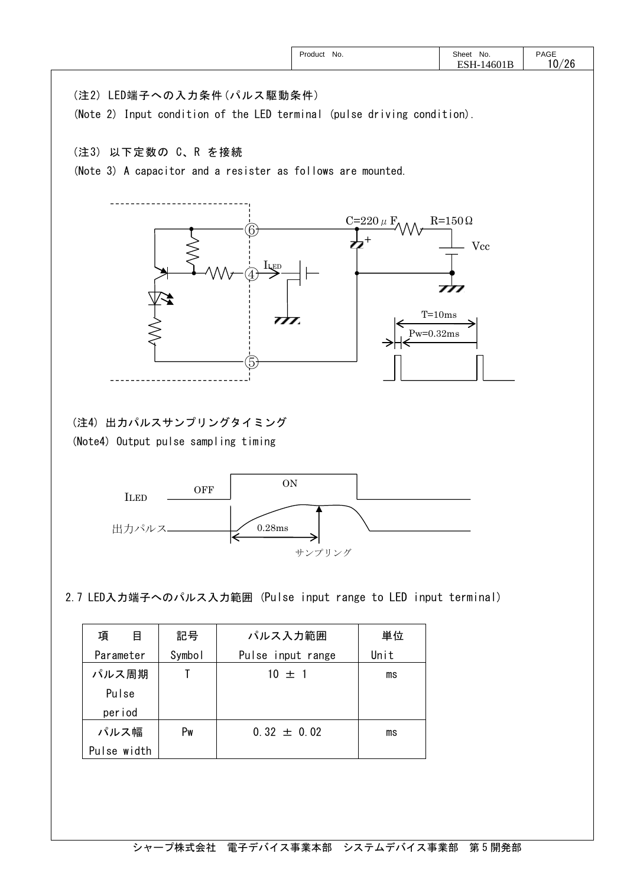(注2) LED端子への入力条件(パルス駆動条件)

(Note 2) Input condition of the LED terminal (pulse driving condition).

(注3) 以下定数の C、R を接続

(Note 3) A capacitor and a resister as follows are mounted.

C=220μF　R=150Ω　Vcc

⑥　④　⑤　$I_{LED}$

T=10ms　Pw=0.32ms

(注4) 出力パルスサンプリングタイミング

(Note4) Output pulse sampling timing

ILED　OFF　ON

出力パルス　0.28ms

サンプリング

2.7 LED入力端子へのパルス入力範囲 (Pulse input range to LED input terminal)

| 項　目 Parameter | 記号 Symbol | パルス入力範囲 Pulse input range | 単位 Unit |
|---|---|---|---|
| パルス周期 Pulse period | T | 10 ± 1 | ms |
| パルス幅 Pulse width | Pw | 0.32 ± 0.02 | ms |

シャープ株式会社　電子デバイス事業本部　システムデバイス事業部　第5開発部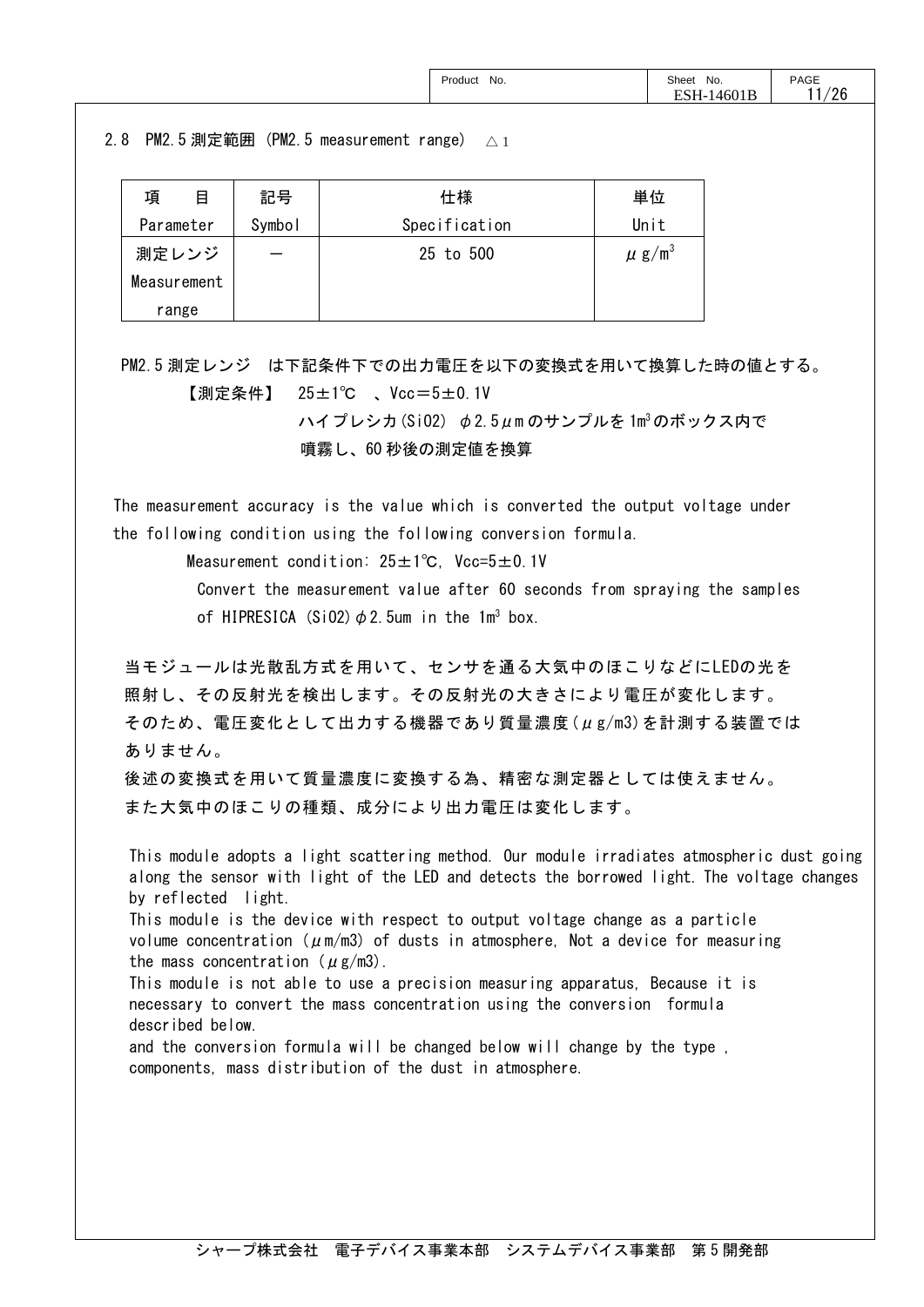## 2.8 PM2.5測定範囲 (PM2.5 measurement range) △1

| 項　目<br>Parameter | 記号<br>Symbol | 仕様<br>Specification | 単位<br>Unit |
|---|---|---|---|
| 測定レンジ<br>Measurement range | － | 25 to 500 | $\mu g/m^3$ |

PM2.5測定レンジ　は下記条件下での出力電圧を以下の変換式を用いて換算した時の値とする。

【測定条件】　25±1℃　、Vcc＝5±0.1V
ハイプレシカ(SiO2)　φ2.5μmのサンプルを1m³のボックス内で
噴霧し、60秒後の測定値を換算

The measurement accuracy is the value which is converted the output voltage under the following condition using the following conversion formula.

Measurement condition: 25±1℃, Vcc=5±0.1V
Convert the measurement value after 60 seconds from spraying the samples of HIPRESICA (SiO2) φ2.5um in the 1m³ box.

当モジュールは光散乱方式を用いて、センサを通る大気中のほこりなどにLEDの光を照射し、その反射光を検出します。その反射光の大きさにより電圧が変化します。
そのため、電圧変化として出力する機器であり質量濃度(μg/m3)を計測する装置ではありません。
後述の変換式を用いて質量濃度に変換する為、精密な測定器としては使えません。
また大気中のほこりの種類、成分により出力電圧は変化します。

This module adopts a light scattering method. Our module irradiates atmospheric dust going along the sensor with light of the LED and detects the borrowed light. The voltage changes by reflected light.
This module is the device with respect to output voltage change as a particle volume concentration (μm/m3) of dusts in atmosphere, Not a device for measuring the mass concentration (μg/m3).
This module is not able to use a precision measuring apparatus, Because it is necessary to convert the mass concentration using the conversion formula described below.
and the conversion formula will be changed below will change by the type , components, mass distribution of the dust in atmosphere.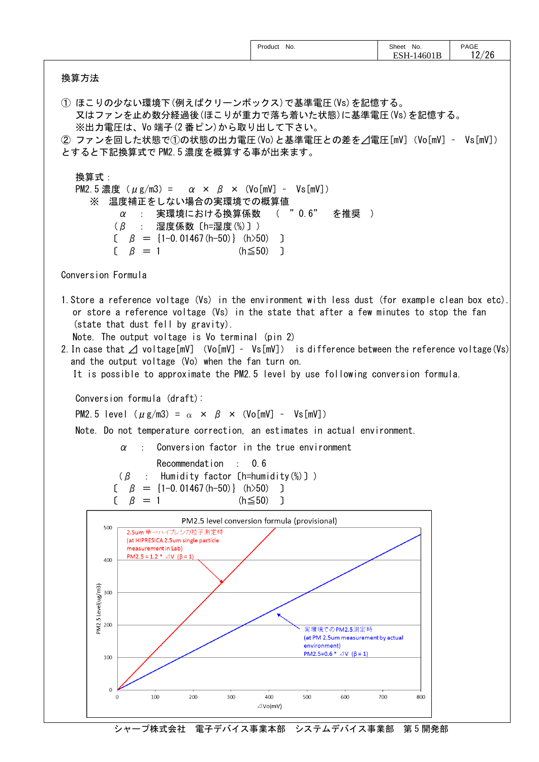## 換算方法

① ほこりの少ない環境下(例えばクリーンボックス)で基準電圧(Vs)を記憶する。
　又はファンを止め数分経過後(ほこりが重力で落ち着いた状態)に基準電圧(Vs)を記憶する。
　※出力電圧は、Vo 端子(2 番ピン)から取り出して下さい。
② ファンを回した状態で①の状態の出力電圧(Vo)と基準電圧との差を⊿電圧[mV] (Vo[mV] - Vs[mV])とすると下記換算式で PM2.5 濃度を概算する事が出来ます。

換算式：
PM2.5 濃度 ($\mu$g/m3) = $\alpha$ × $\beta$ × (Vo[mV] - Vs[mV])
　※ 温度補正をしない場合の実環境での概算値
　　$\alpha$ ： 実環境における換算係数 ( ”0.6” を推奨 )
　($\beta$ ： 湿度係数〔h=湿度(%)〕)
　〔 $\beta$ = {1-0.01467(h-50)} (h>50) 〕
　〔 $\beta$ = 1 (h≦50) 〕

## Conversion Formula

1. Store a reference voltage (Vs) in the environment with less dust (for example clean box etc).
   or store a reference voltage (Vs) in the state that after a few minutes to stop the fan (state that dust fell by gravity).
   Note. The output voltage is Vo terminal (pin 2)
2. In case that ⊿ voltage[mV] (Vo[mV] - Vs[mV]) is difference between the reference voltage(Vs) and the output voltage (Vo) when the fan turn on.
   It is possible to approximate the PM2.5 level by use following conversion formula.

Conversion formula (draft):
PM2.5 level ($\mu$g/m3) = $\alpha$ × $\beta$ × (Vo[mV] - Vs[mV])
Note. Do not temperature correction, an estimates in actual environment.

　$\alpha$ : Conversion factor in the true environment
　　Recommendation : 0.6
　($\beta$ : Humidity factor〔h=humidity(%)〕)
　〔 $\beta$ = {1-0.01467(h-50)} (h>50) 〕
　〔 $\beta$ = 1 (h≦50) 〕

PM2.5 level conversion formula (provisional)

- 2.5um 単一ハイプレシカ粒子測定時 (at HIPRESICA 2.5um single particle measurement in Lab) PM2.5 = 1.2 * ⊿V (β = 1)
- 実環境でのPM2.5測定時 (at PM 2.5um measurement by actual environment) PM2.5=0.6 * ⊿V (β = 1)

Y-axis: PM2.5 Level(ug/m3) (0–500); X-axis: ⊿Vo(mV) (0–800)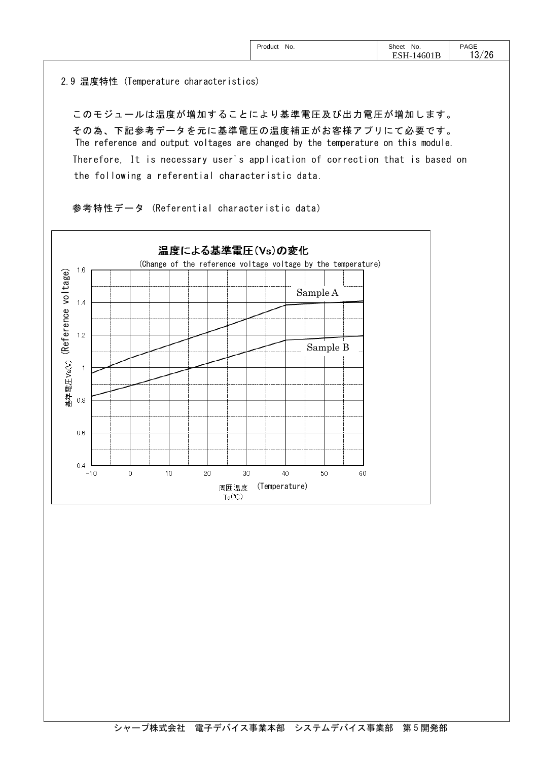## 2.9 温度特性 (Temperature characteristics)

このモジュールは温度が増加することにより基準電圧及び出力電圧が増加します。
その為、下記参考データを元に基準電圧の温度補正がお客様アプリにて必要です。
The reference and output voltages are changed by the temperature on this module.
Therefore, It is necessary user's application of correction that is based on the following a referential characteristic data.

参考特性データ (Referential characteristic data)

**温度による基準電圧(Vs)の変化**

(Change of the reference voltage voltage by the temperature)

基準電圧Vs(V) (Reference voltage)

Sample A

Sample B

周囲温度 Ta(℃) (Temperature)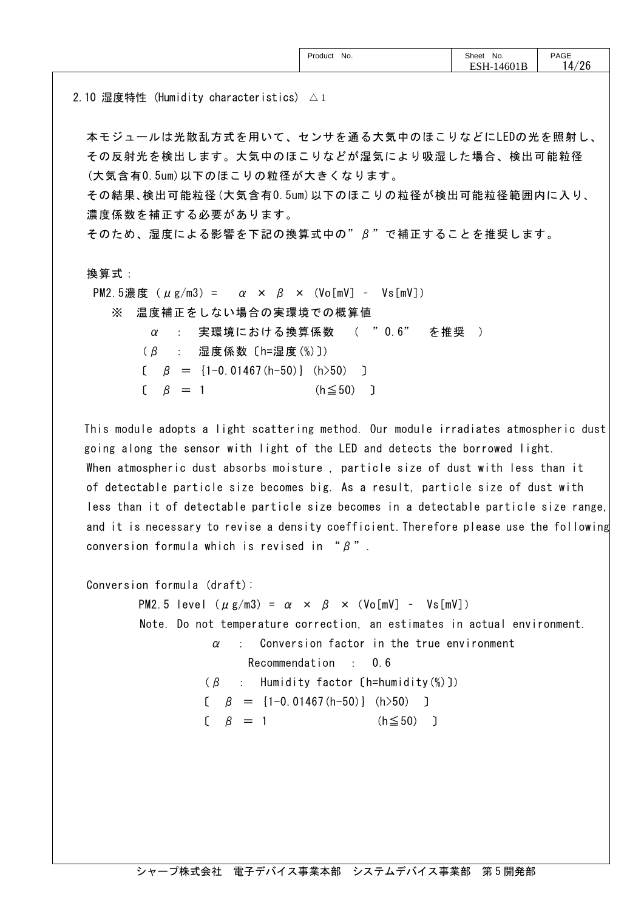## 2.10 湿度特性 (Humidity characteristics) △1

本モジュールは光散乱方式を用いて、センサを通る大気中のほこりなどにLEDの光を照射し、その反射光を検出します。大気中のほこりなどが湿気により吸湿した場合、検出可能粒径(大気含有0.5um)以下のほこりの粒径が大きくなります。
その結果、検出可能粒径(大気含有0.5um)以下のほこりの粒径が検出可能粒径範囲内に入り、濃度係数を補正する必要があります。
そのため、湿度による影響を下記の換算式中の”$\beta$”で補正することを推奨します。

換算式：

PM2.5濃度（$\mu$g/m3）＝ $\alpha \times \beta \times$ (Vo[mV] － Vs[mV])

※ 温度補正をしない場合の実環境での概算値

$\alpha$ ： 実環境における換算係数 （ ”0.6” を推奨 ）

（$\beta$ ： 湿度係数〔h=湿度(%)〕)

〔 $\beta = \{1-0.01467(h-50)\}$ (h>50) 〕

〔 $\beta = 1$ (h≦50) 〕

This module adopts a light scattering method. Our module irradiates atmospheric dust going along the sensor with light of the LED and detects the borrowed light.
When atmospheric dust absorbs moisture , particle size of dust with less than it of detectable particle size becomes big. As a result, particle size of dust with less than it of detectable particle size becomes in a detectable particle size range, and it is necessary to revise a density coefficient. Therefore please use the following conversion formula which is revised in “$\beta$”.

Conversion formula (draft):

PM2.5 level（$\mu$g/m3）= $\alpha \times \beta \times$ (Vo[mV] － Vs[mV])

Note. Do not temperature correction, an estimates in actual environment.

$\alpha$ ： Conversion factor in the true environment

Recommendation ： 0.6

（$\beta$ ： Humidity factor〔h=humidity(%)〕)

〔 $\beta = \{1-0.01467(h-50)\}$ (h>50) 〕

〔 $\beta = 1$ (h≦50) 〕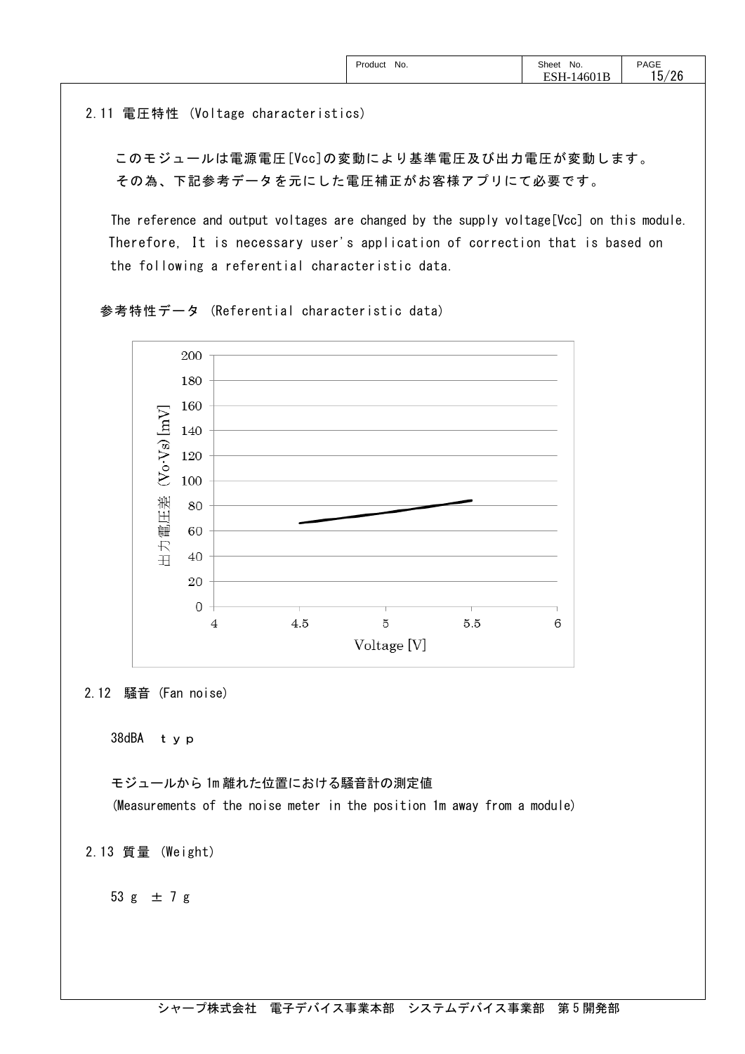## 2.11 電圧特性 (Voltage characteristics)

このモジュールは電源電圧[Vcc]の変動により基準電圧及び出力電圧が変動します。
その為、下記参考データを元にした電圧補正がお客様アプリにて必要です。

The reference and output voltages are changed by the supply voltage[Vcc] on this module. Therefore, It is necessary user's application of correction that is based on the following a referential characteristic data.

参考特性データ (Referential characteristic data)

出力電圧差 (Vo-Vs) [mV]

Voltage [V]

## 2.12 騒音 (Fan noise)

38dBA ｔｙｐ

モジュールから1m離れた位置における騒音計の測定値
(Measurements of the noise meter in the position 1m away from a module)

## 2.13 質量 (Weight)

53 g ± 7 g

シャープ株式会社 電子デバイス事業本部 システムデバイス事業部 第5開発部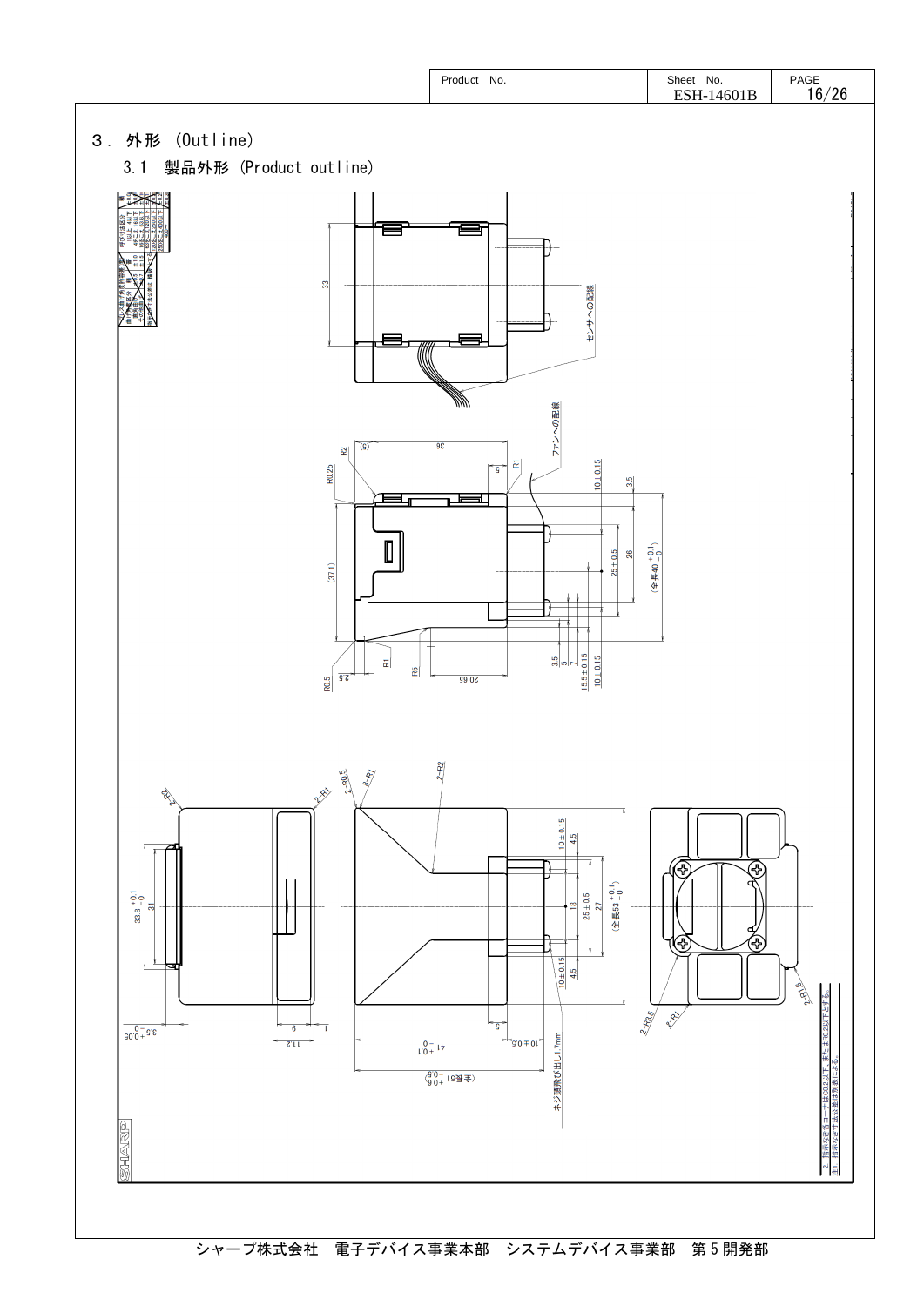Product No. | Sheet No. ESH-14601B

# 3. 外形 (Outline)

## 3.1 製品外形 (Product outline)

センサへの配線

ファンへの配線

ネジ頭飛び出し1.7mm

注1. 指示なき寸法公差は別表による。

2. 指示なき各コーナはC0.2以下、またはR0.2以下とする。

シャープ株式会社 電子デバイス事業本部 システムデバイス事業部 第5開発部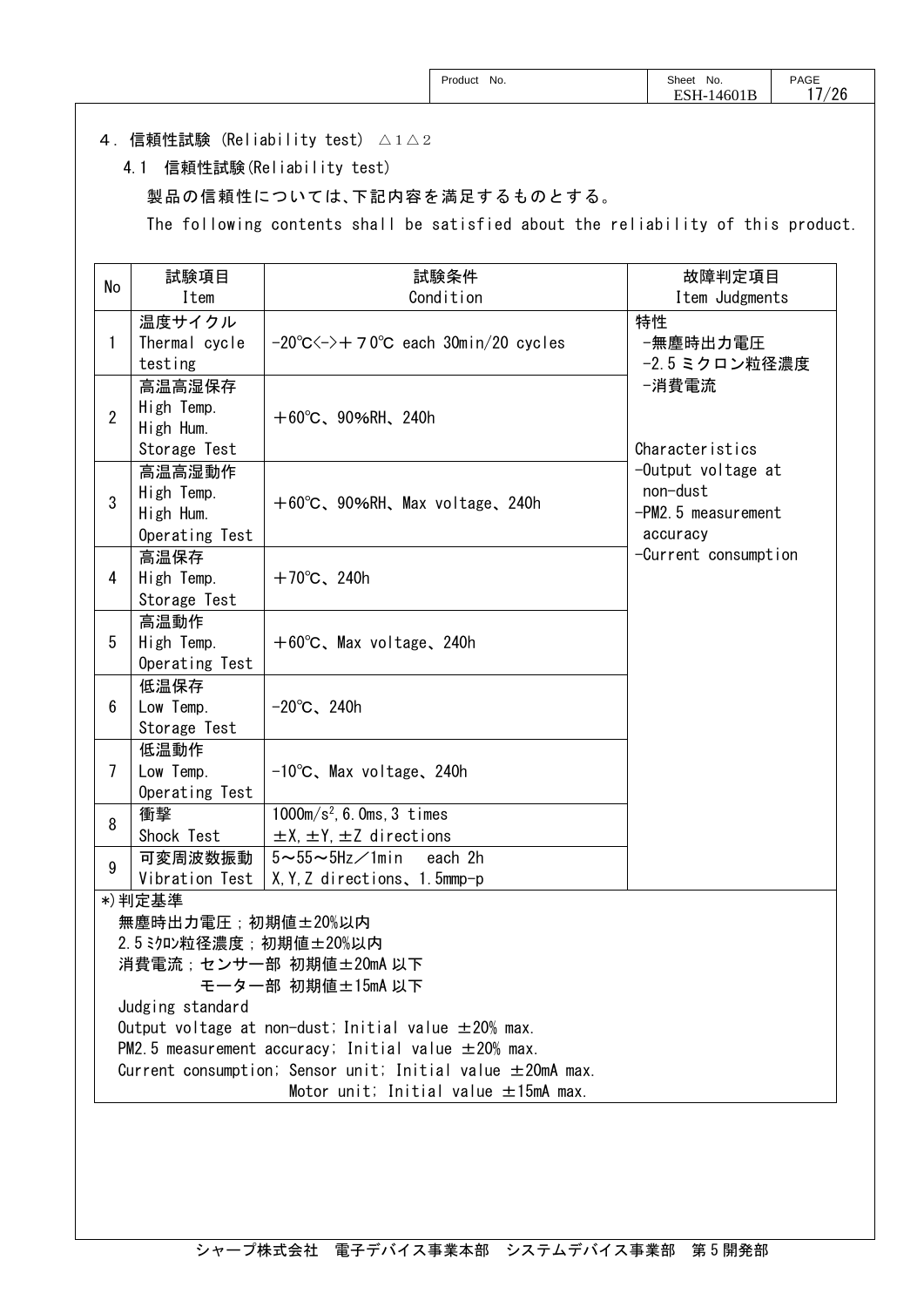## 4. 信頼性試験 (Reliability test) △1△2

### 4.1 信頼性試験(Reliability test)

製品の信頼性については、下記内容を満足するものとする。

The following contents shall be satisfied about the reliability of this product.

| No | 試験項目<br>Item | 試験条件<br>Condition | 故障判定項目<br>Item Judgments |
|---|---|---|---|
| 1 | 温度サイクル<br>Thermal cycle testing | -20℃<->＋70℃ each 30min/20 cycles | 特性<br>-無塵時出力電圧<br>-2.5ミクロン粒径濃度<br>-消費電流<br><br>Characteristics<br>-Output voltage at non-dust<br>-PM2.5 measurement accuracy<br>-Current consumption |
| 2 | 高温高湿保存<br>High Temp. High Hum. Storage Test | ＋60℃、90%RH、240h | |
| 3 | 高温高湿動作<br>High Temp. High Hum. Operating Test | ＋60℃、90%RH、Max voltage、240h | |
| 4 | 高温保存<br>High Temp. Storage Test | ＋70℃、240h | |
| 5 | 高温動作<br>High Temp. Operating Test | ＋60℃、Max voltage、240h | |
| 6 | 低温保存<br>Low Temp. Storage Test | -20℃、240h | |
| 7 | 低温動作<br>Low Temp. Operating Test | -10℃、Max voltage、240h | |
| 8 | 衝撃<br>Shock Test | $1000m/s^2$, 6.0ms, 3 times<br>±X, ±Y, ±Z directions | |
| 9 | 可変周波数振動<br>Vibration Test | 5～55～5Hz／1min　each 2h<br>X, Y, Z directions、1.5mmp-p | |

*)判定基準

無塵時出力電圧；初期値±20%以内
2.5ﾐｸﾛﾝ粒径濃度；初期値±20%以内
消費電流；センサー部 初期値±20mA 以下
　　　　　モーター部 初期値±15mA 以下

Judging standard
Output voltage at non-dust; Initial value ±20% max.
PM2.5 measurement accuracy; Initial value ±20% max.
Current consumption; Sensor unit; Initial value ±20mA max.
　　　　　　　　　　Motor unit; Initial value ±15mA max.

シャープ株式会社　電子デバイス事業本部　システムデバイス事業部　第5開発部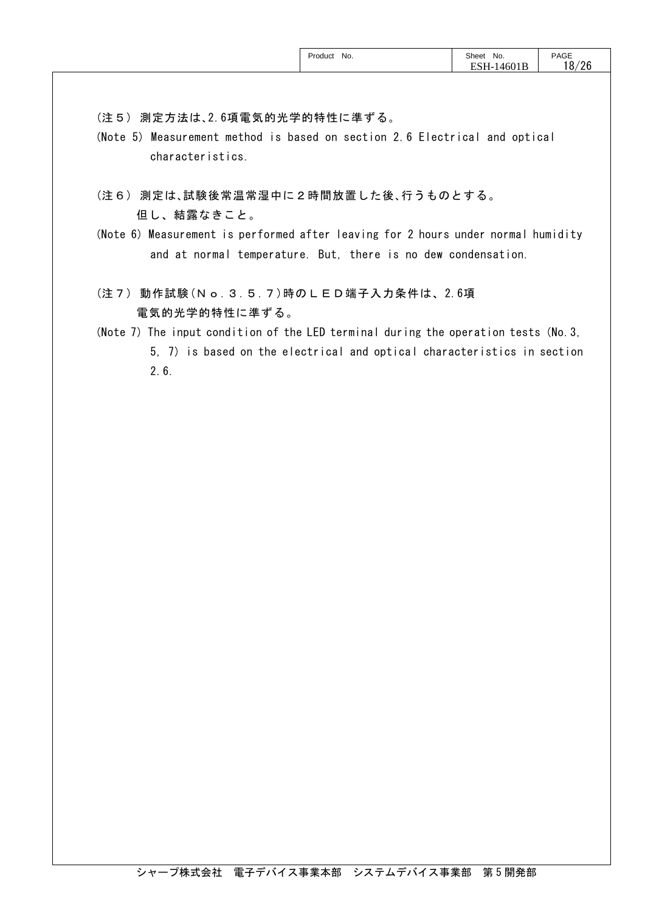(注５) 測定方法は､2.6項電気的光学的特性に準ずる。

(Note 5) Measurement method is based on section 2.6 Electrical and optical characteristics.

(注６) 測定は､試験後常温常湿中に２時間放置した後､行うものとする。
但し、結露なきこと。

(Note 6) Measurement is performed after leaving for 2 hours under normal humidity and at normal temperature. But, there is no dew condensation.

(注７) 動作試験(Ｎｏ．３．５．７)時のＬＥＤ端子入力条件は、2.6項
電気的光学的特性に準ずる。

(Note 7) The input condition of the LED terminal during the operation tests (No.3, 5, 7) is based on the electrical and optical characteristics in section 2.6.

シャープ株式会社　電子デバイス事業本部　システムデバイス事業部　第５開発部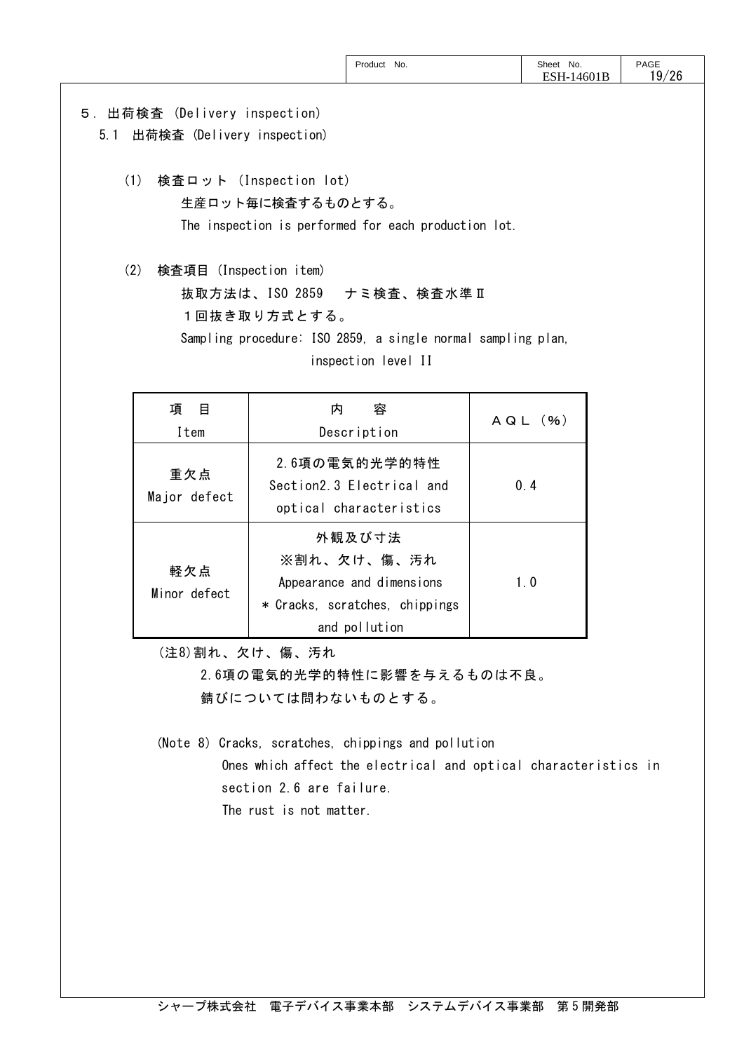## ５．出荷検査 (Delivery inspection)

### 5.1 出荷検査 (Delivery inspection)

(1) 検査ロット (Inspection lot)

生産ロット毎に検査するものとする。

The inspection is performed for each production lot.

(2) 検査項目 (Inspection item)

抜取方法は、ISO 2859　ナミ検査、検査水準Ⅱ

１回抜き取り方式とする。

Sampling procedure: ISO 2859, a single normal sampling plan, inspection level II

| 項　目<br>Item | 内　　容<br>Description | ＡＱＬ（%） |
|---|---|---|
| 重欠点<br>Major defect | 2.6項の電気的光学的特性<br>Section2.3 Electrical and optical characteristics | 0.4 |
| 軽欠点<br>Minor defect | 外観及び寸法<br>※割れ、欠け、傷、汚れ<br>Appearance and dimensions<br>* Cracks, scratches, chippings and pollution | 1.0 |

(注8)割れ、欠け、傷、汚れ

2.6項の電気的光学的特性に影響を与えるものは不良。

錆びについては問わないものとする。

(Note 8) Cracks, scratches, chippings and pollution

Ones which affect the electrical and optical characteristics in section 2.6 are failure.

The rust is not matter.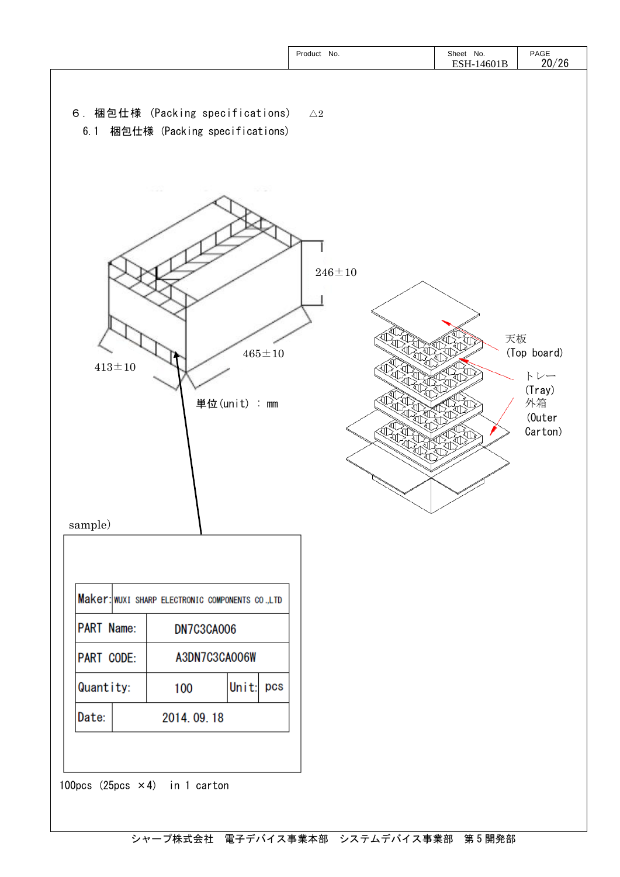## ６．梱包仕様 (Packing specifications) △2

### 6.1 梱包仕様 (Packing specifications)

246±10

465±10

413±10

単位(unit) ： mm

天板 (Top board)

トレー (Tray)

外箱 (Outer Carton)

sample)

| Maker: | WUXI SHARP ELECTRONIC COMPONENTS CO.,LTD | | |
|---|---|---|---|
| PART Name: | DN7C3CA006 | | |
| PART CODE: | A3DN7C3CA006W | | |
| Quantity: | 100 | Unit: | pcs |
| Date: | 2014.09.18 | | |

100pcs (25pcs ×4) in 1 carton

シャープ株式会社 電子デバイス事業本部 システムデバイス事業部 第５開発部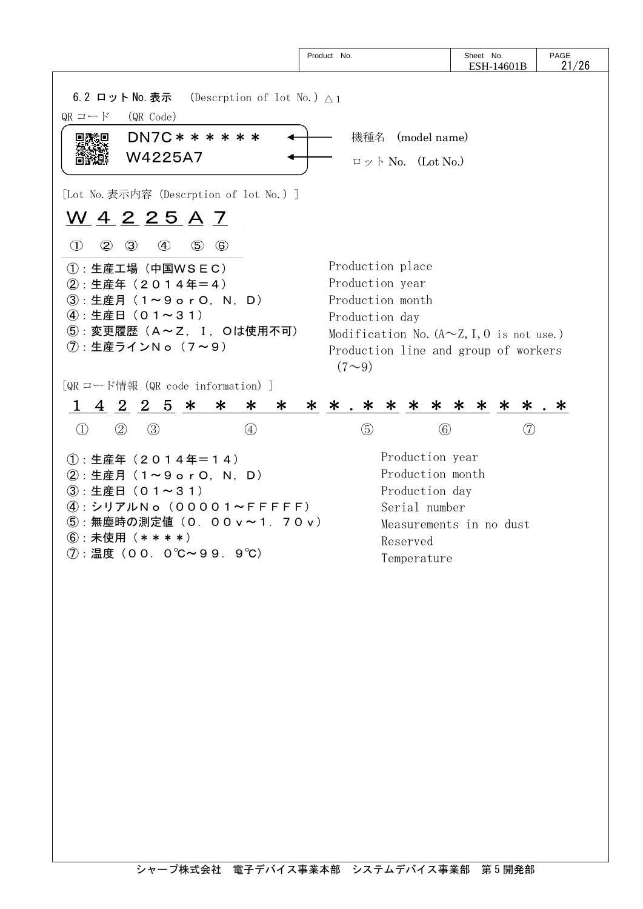### 6.2 ロットNo.表示　(Descrption of lot No.) △1

QRコード　(QR Code)

DN7C＊＊＊＊＊＊ ← 機種名　(model name)

W4225A7 ← ロットNo.　(Lot No.)

[Lot No.表示内容 (Descrption of lot No.) ]

**W 4 2 25 A 7**

① ② ③ ④ ⑤ ⑥

| | |
|---|---|
| ①：生産工場（中国ＷＳＥＣ） | Production place |
| ②：生産年（２０１４年＝４） | Production year |
| ③：生産月（１～９ｏｒＯ，Ｎ，Ｄ） | Production month |
| ④：生産日（０１～３１） | Production day |
| ⑤：変更履歴（Ａ～Ｚ，Ｉ，Ｏは使用不可） | Modification No.(A～Z,I,O is not use.) |
| ⑦：生産ラインＮｏ（７～９） | Production line and group of workers (7～9) |

[QRコード情報 (QR code information) ]

**1 4 2 2 5 ＊ ＊ ＊ ＊ ＊ ＊.＊ ＊ ＊ ＊ ＊ ＊ ＊ ＊.＊**

① ② ③ ④ ⑤ ⑥ ⑦

| | |
|---|---|
| ①：生産年（２０１４年＝１４） | Production year |
| ②：生産月（１～９ｏｒＯ，Ｎ，Ｄ） | Production month |
| ③：生産日（０１～３１） | Production day |
| ④：シリアルＮｏ（００００１～ＦＦＦＦＦ） | Serial number |
| ⑤：無塵時の測定値（０．００ｖ～１．７０ｖ） | Measurements in no dust |
| ⑥：未使用（＊＊＊＊） | Reserved |
| ⑦：温度（００．０℃～９９．９℃） | Temperature |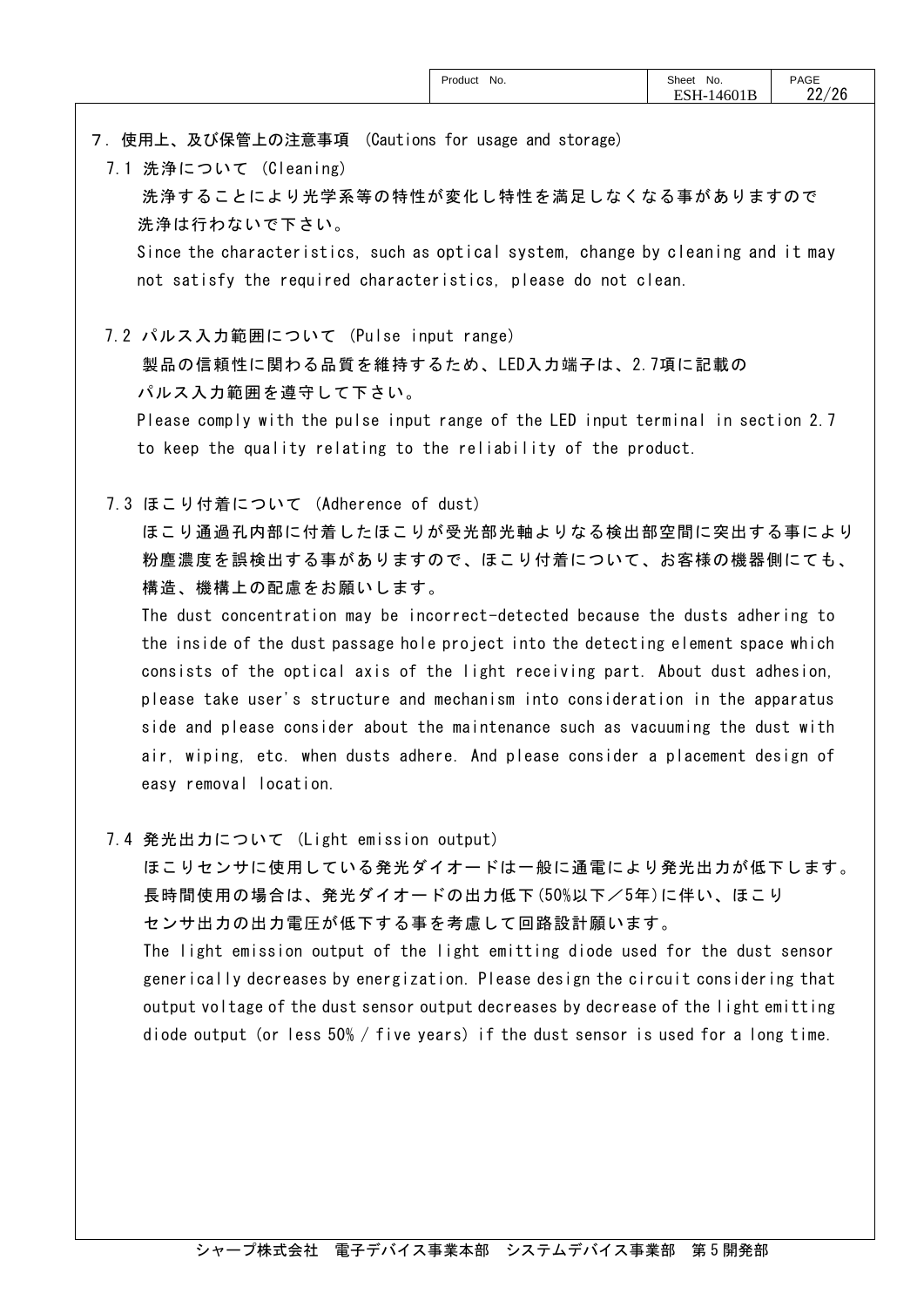## 7. 使用上、及び保管上の注意事項 (Cautions for usage and storage)

### 7.1 洗浄について (Cleaning)

洗浄することにより光学系等の特性が変化し特性を満足しなくなる事がありますので洗浄は行わないで下さい。

Since the characteristics, such as optical system, change by cleaning and it may not satisfy the required characteristics, please do not clean.

### 7.2 パルス入力範囲について (Pulse input range)

製品の信頼性に関わる品質を維持するため、LED入力端子は、2.7項に記載のパルス入力範囲を遵守して下さい。

Please comply with the pulse input range of the LED input terminal in section 2.7 to keep the quality relating to the reliability of the product.

### 7.3 ほこり付着について (Adherence of dust)

ほこり通過孔内部に付着したほこりが受光部光軸よりなる検出部空間に突出する事により粉塵濃度を誤検出する事がありますので、ほこり付着について、お客様の機器側にても、構造、機構上の配慮をお願いします。

The dust concentration may be incorrect-detected because the dusts adhering to the inside of the dust passage hole project into the detecting element space which consists of the optical axis of the light receiving part. About dust adhesion, please take user's structure and mechanism into consideration in the apparatus side and please consider about the maintenance such as vacuuming the dust with air, wiping, etc. when dusts adhere. And please consider a placement design of easy removal location.

### 7.4 発光出力について (Light emission output)

ほこりセンサに使用している発光ダイオードは一般に通電により発光出力が低下します。長時間使用の場合は、発光ダイオードの出力低下(50%以下／5年)に伴い、ほこりセンサ出力の出力電圧が低下する事を考慮して回路設計願います。

The light emission output of the light emitting diode used for the dust sensor generically decreases by energization. Please design the circuit considering that output voltage of the dust sensor output decreases by decrease of the light emitting diode output (or less 50% / five years) if the dust sensor is used for a long time.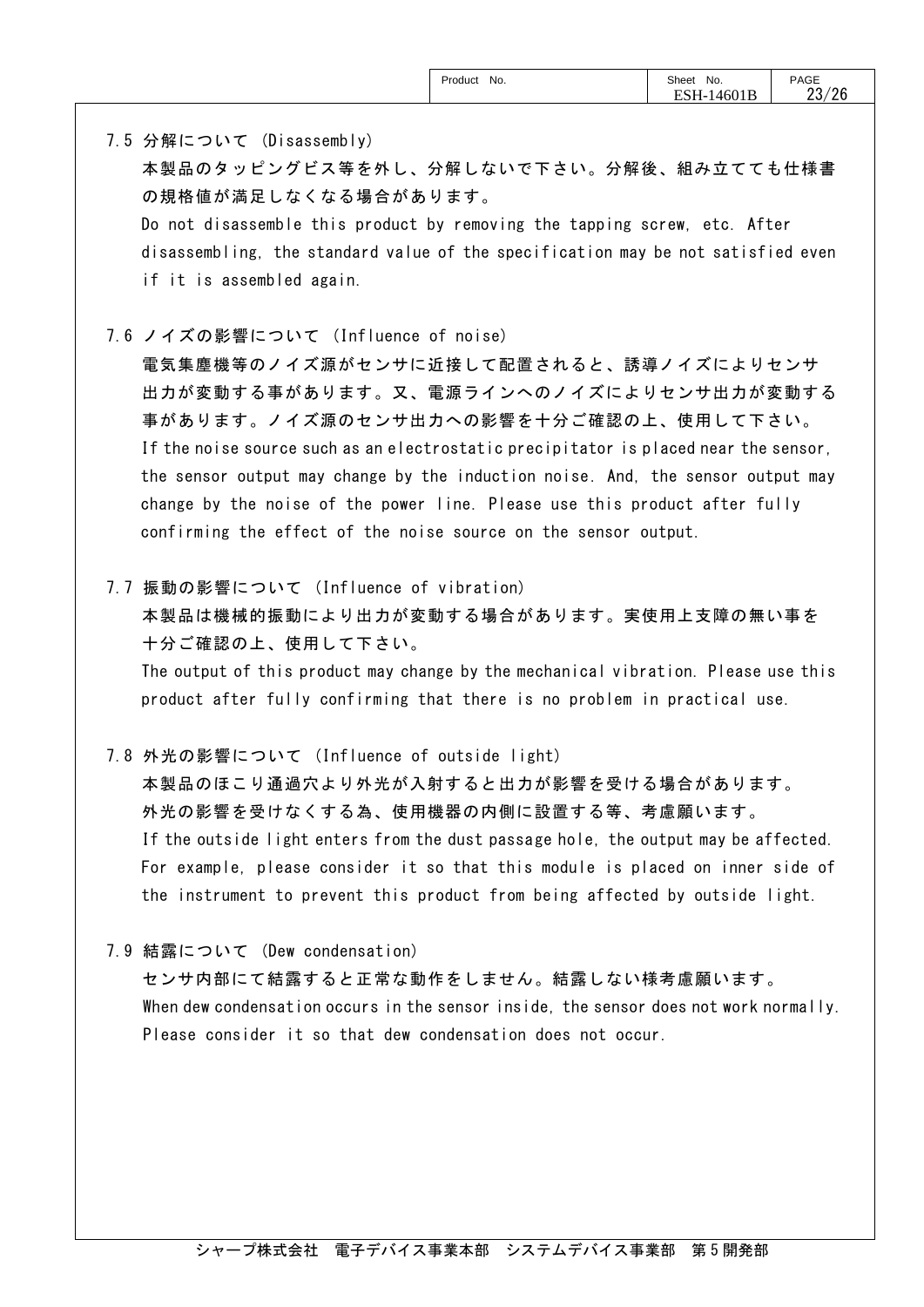### 7.5 分解について (Disassembly)

本製品のタッピングビス等を外し、分解しないで下さい。分解後、組み立てても仕様書の規格値が満足しなくなる場合があります。

Do not disassemble this product by removing the tapping screw, etc. After disassembling, the standard value of the specification may be not satisfied even if it is assembled again.

### 7.6 ノイズの影響について (Influence of noise)

電気集塵機等のノイズ源がセンサに近接して配置されると、誘導ノイズによりセンサ出力が変動する事があります。又、電源ラインへのノイズによりセンサ出力が変動する事があります。ノイズ源のセンサ出力への影響を十分ご確認の上、使用して下さい。

If the noise source such as an electrostatic precipitator is placed near the sensor, the sensor output may change by the induction noise. And, the sensor output may change by the noise of the power line. Please use this product after fully confirming the effect of the noise source on the sensor output.

### 7.7 振動の影響について (Influence of vibration)

本製品は機械的振動により出力が変動する場合があります。実使用上支障の無い事を十分ご確認の上、使用して下さい。

The output of this product may change by the mechanical vibration. Please use this product after fully confirming that there is no problem in practical use.

### 7.8 外光の影響について (Influence of outside light)

本製品のほこり通過穴より外光が入射すると出力が影響を受ける場合があります。
外光の影響を受けなくする為、使用機器の内側に設置する等、考慮願います。

If the outside light enters from the dust passage hole, the output may be affected. For example, please consider it so that this module is placed on inner side of the instrument to prevent this product from being affected by outside light.

### 7.9 結露について (Dew condensation)

センサ内部にて結露すると正常な動作をしません。結露しない様考慮願います。

When dew condensation occurs in the sensor inside, the sensor does not work normally. Please consider it so that dew condensation does not occur.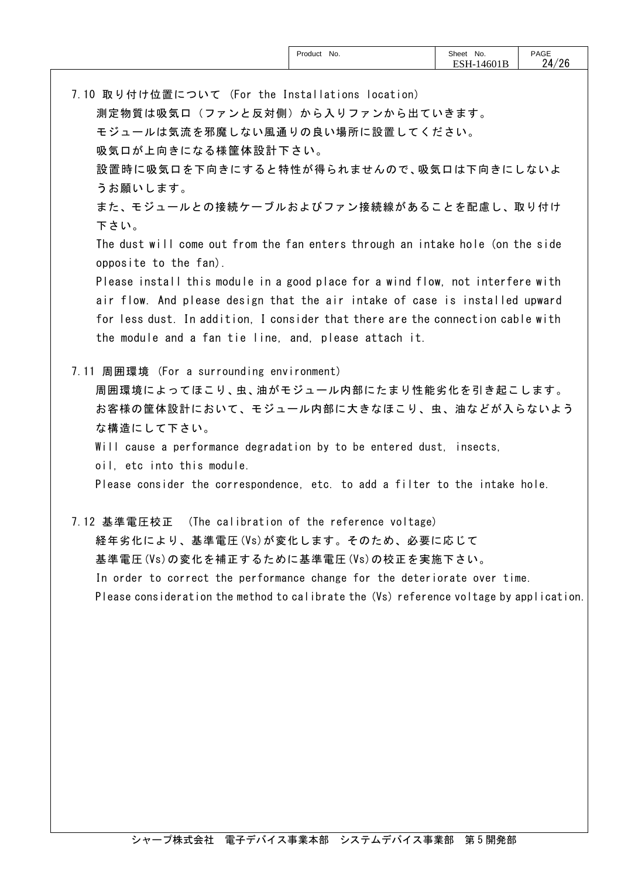## 7.10 取り付け位置について (For the Installations location)

測定物質は吸気口（ファンと反対側）から入りファンから出ていきます。
モジュールは気流を邪魔しない風通りの良い場所に設置してください。
吸気口が上向きになる様筐体設計下さい。
設置時に吸気口を下向きにすると特性が得られませんので、吸気口は下向きにしないようお願いします。
また、モジュールとの接続ケーブルおよびファン接続線があることを配慮し、取り付け下さい。

The dust will come out from the fan enters through an intake hole (on the side opposite to the fan).
Please install this module in a good place for a wind flow, not interfere with air flow. And please design that the air intake of case is installed upward for less dust. In addition, I consider that there are the connection cable with the module and a fan tie line, and, please attach it.

## 7.11 周囲環境 (For a surrounding environment)

周囲環境によってほこり、虫、油がモジュール内部にたまり性能劣化を引き起こします。
お客様の筐体設計において、モジュール内部に大きなほこり、虫、油などが入らないような構造にして下さい。

Will cause a performance degradation by to be entered dust, insects, oil, etc into this module.
Please consider the correspondence, etc. to add a filter to the intake hole.

## 7.12 基準電圧校正 (The calibration of the reference voltage)

経年劣化により、基準電圧(Vs)が変化します。そのため、必要に応じて
基準電圧(Vs)の変化を補正するために基準電圧(Vs)の校正を実施下さい。

In order to correct the performance change for the deteriorate over time.
Please consideration the method to calibrate the (Vs) reference voltage by application.

シャープ株式会社 電子デバイス事業本部 システムデバイス事業部 第５開発部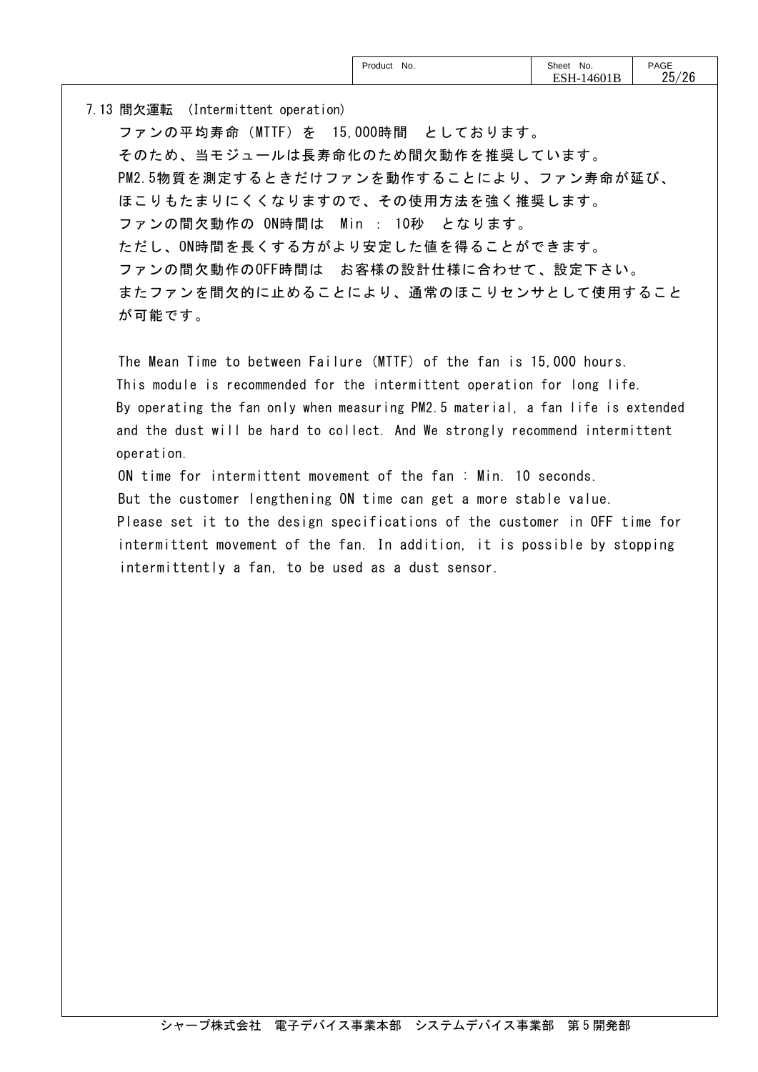## 7.13 間欠運転 (Intermittent operation)

ファンの平均寿命（MTTF）を 15,000時間 としております。
そのため、当モジュールは長寿命化のため間欠動作を推奨しています。
PM2.5物質を測定するときだけファンを動作することにより、ファン寿命が延び、ほこりもたまりにくくなりますので、その使用方法を強く推奨します。
ファンの間欠動作の ON時間は Min : 10秒 となります。
ただし、ON時間を長くする方がより安定した値を得ることができます。
ファンの間欠動作のOFF時間は お客様の設計仕様に合わせて、設定下さい。
またファンを間欠的に止めることにより、通常のほこりセンサとして使用することが可能です。

The Mean Time to between Failure (MTTF) of the fan is 15,000 hours.
This module is recommended for the intermittent operation for long life.
By operating the fan only when measuring PM2.5 material, a fan life is extended and the dust will be hard to collect. And We strongly recommend intermittent operation.
ON time for intermittent movement of the fan : Min. 10 seconds.
But the customer lengthening ON time can get a more stable value.
Please set it to the design specifications of the customer in OFF time for intermittent movement of the fan. In addition, it is possible by stopping intermittently a fan, to be used as a dust sensor.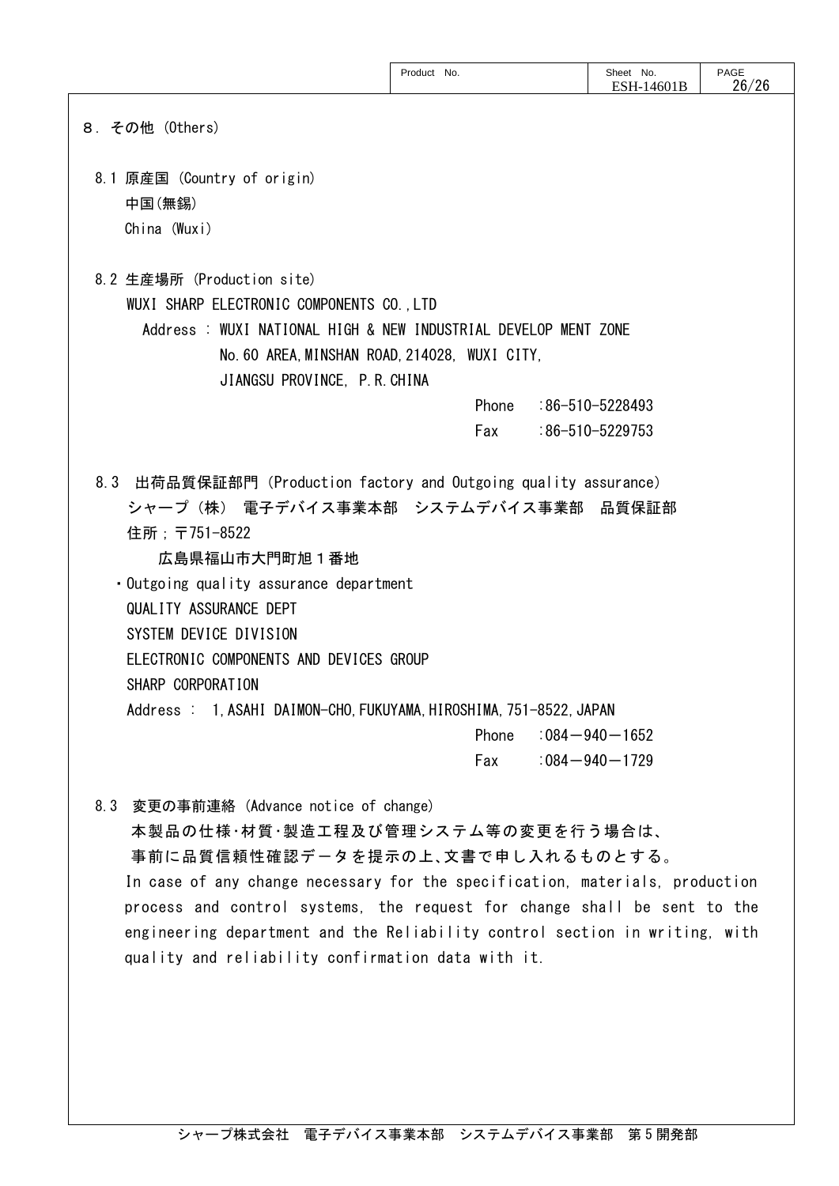## 8. その他 (Others)

### 8.1 原産国 (Country of origin)

中国(無錫)

China (Wuxi)

### 8.2 生産場所 (Production site)

WUXI SHARP ELECTRONIC COMPONENTS CO.,LTD

Address : WUXI NATIONAL HIGH & NEW INDUSTRIAL DEVELOP MENT ZONE
No.60 AREA,MINSHAN ROAD,214028, WUXI CITY,
JIANGSU PROVINCE, P.R.CHINA

Phone :86-510-5228493
Fax :86-510-5229753

### 8.3 出荷品質保証部門 (Production factory and Outgoing quality assurance)

シャープ（株） 電子デバイス事業本部 システムデバイス事業部 品質保証部

住所；〒751-8522

広島県福山市大門町旭１番地

・Outgoing quality assurance department

QUALITY ASSURANCE DEPT
SYSTEM DEVICE DIVISION
ELECTRONIC COMPONENTS AND DEVICES GROUP
SHARP CORPORATION

Address : 1,ASAHI DAIMON-CHO,FUKUYAMA,HIROSHIMA,751-8522,JAPAN

Phone :084－940－1652
Fax :084－940－1729

### 8.3 変更の事前連絡 (Advance notice of change)

本製品の仕様･材質･製造工程及び管理システム等の変更を行う場合は、
事前に品質信頼性確認データを提示の上､文書で申し入れるものとする。

In case of any change necessary for the specification, materials, production process and control systems, the request for change shall be sent to the engineering department and the Reliability control section in writing, with quality and reliability confirmation data with it.